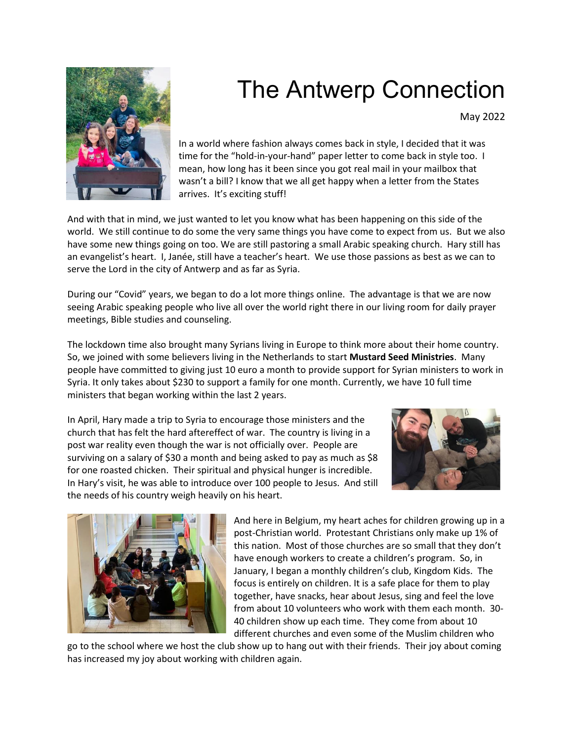# The Antwerp Connection

May 2022

In a world where fashion always comes back in style, I decided that it was time for the "hold-in-your-hand" paper letter to come back in style too. I mean, how long has it been since you got real mail in your mailbox that wasn't a bill? I know that we all get happy when a letter from the States arrives. It's exciting stuff!

And with that in mind, we just wanted to let you know what has been happening on this side of the world. We still continue to do some the very same things you have come to expect from us. But we also have some new things going on too. We are still pastoring a small Arabic speaking church. Hary still has an evangelist's heart. I, Janée, still have a teacher's heart. We use those passions as best as we can to serve the Lord in the city of Antwerp and as far as Syria.

During our "Covid" years, we began to do a lot more things online. The advantage is that we are now seeing Arabic speaking people who live all over the world right there in our living room for daily prayer meetings, Bible studies and counseling.

The lockdown time also brought many Syrians living in Europe to think more about their home country. So, we joined with some believers living in the Netherlands to start **Mustard Seed Ministries**. Many people have committed to giving just 10 euro a month to provide support for Syrian ministers to work in Syria. It only takes about $230 to support a family for one month. Currently, we have 10 full time ministers that began working within the last 2 years.

In April, Hary made a trip to Syria to encourage those ministers and the church that has felt the hard aftereffect of war. The country is living in a post war reality even though the war is not officially over. People are surviving on a salary of $30 a month and being asked to pay as much as $8 for one roasted chicken. Their spiritual and physical hunger is incredible. In Hary's visit, he was able to introduce over 100 people to Jesus. And still the needs of his country weigh heavily on his heart.

And here in Belgium, my heart aches for children growing up in a post-Christian world. Protestant Christians only make up 1% of this nation. Most of those churches are so small that they don't have enough workers to create a children's program. So, in January, I began a monthly children's club, Kingdom Kids. The focus is entirely on children. It is a safe place for them to play together, have snacks, hear about Jesus, sing and feel the love from about 10 volunteers who work with them each month. 30-40 children show up each time. They come from about 10 different churches and even some of the Muslim children who go to the school where we host the club show up to hang out with their friends. Their joy about coming has increased my joy about working with children again.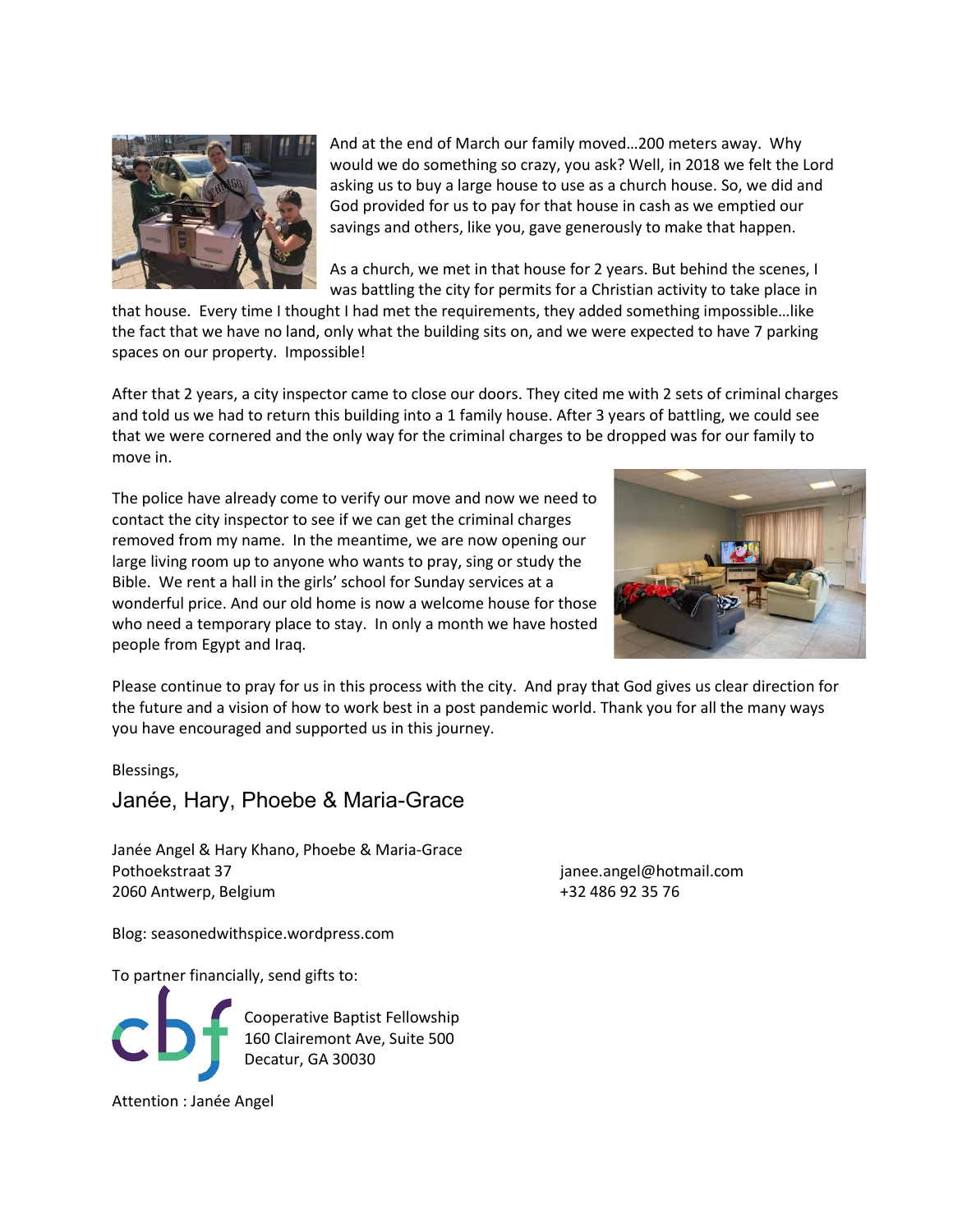And at the end of March our family moved…200 meters away. Why would we do something so crazy, you ask? Well, in 2018 we felt the Lord asking us to buy a large house to use as a church house. So, we did and God provided for us to pay for that house in cash as we emptied our savings and others, like you, gave generously to make that happen.

As a church, we met in that house for 2 years. But behind the scenes, I was battling the city for permits for a Christian activity to take place in that house. Every time I thought I had met the requirements, they added something impossible…like the fact that we have no land, only what the building sits on, and we were expected to have 7 parking spaces on our property. Impossible!

After that 2 years, a city inspector came to close our doors. They cited me with 2 sets of criminal charges and told us we had to return this building into a 1 family house. After 3 years of battling, we could see that we were cornered and the only way for the criminal charges to be dropped was for our family to move in.

The police have already come to verify our move and now we need to contact the city inspector to see if we can get the criminal charges removed from my name. In the meantime, we are now opening our large living room up to anyone who wants to pray, sing or study the Bible. We rent a hall in the girls' school for Sunday services at a wonderful price. And our old home is now a welcome house for those who need a temporary place to stay. In only a month we have hosted people from Egypt and Iraq.

Please continue to pray for us in this process with the city. And pray that God gives us clear direction for the future and a vision of how to work best in a post pandemic world. Thank you for all the many ways you have encouraged and supported us in this journey.

Blessings,

Janée, Hary, Phoebe & Maria-Grace

Janée Angel & Hary Khano, Phoebe & Maria-Grace
Pothoekstraat 37
2060 Antwerp, Belgium

janee.angel@hotmail.com
+32 486 92 35 76

Blog: seasonedwithspice.wordpress.com

To partner financially, send gifts to:

cbf

Cooperative Baptist Fellowship
160 Clairemont Ave, Suite 500
Decatur, GA 30030

Attention : Janée Angel